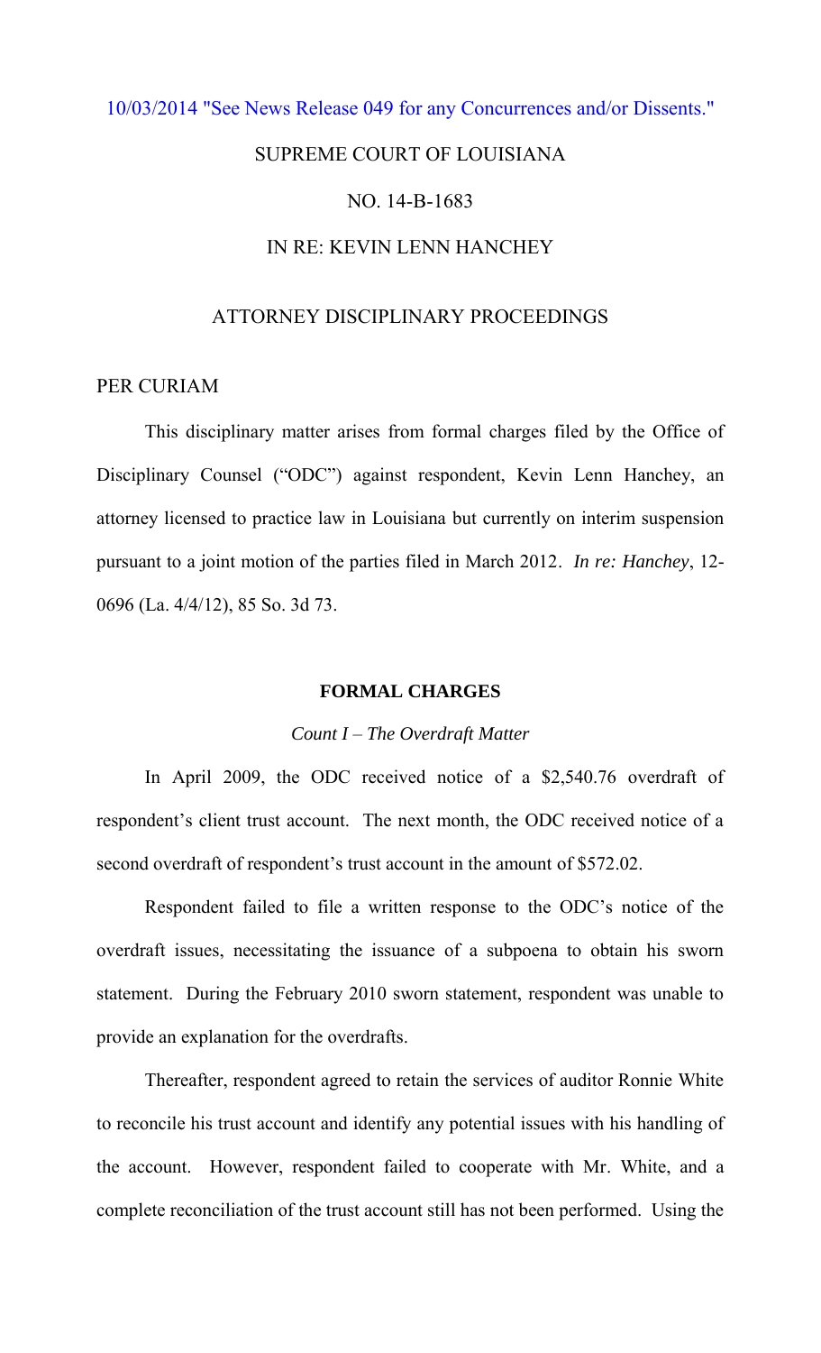10/03/2014 "See News Release 049 for any Concurrences and/or Dissents."

SUPREME COURT OF LOUISIANA

NO. 14-B-1683

IN RE: KEVIN LENN HANCHEY

ATTORNEY DISCIPLINARY PROCEEDINGS

PER CURIAM

This disciplinary matter arises from formal charges filed by the Office of Disciplinary Counsel ("ODC") against respondent, Kevin Lenn Hanchey, an attorney licensed to practice law in Louisiana but currently on interim suspension pursuant to a joint motion of the parties filed in March 2012. *In re: Hanchey*, 12-0696 (La. 4/4/12), 85 So. 3d 73.

## FORMAL CHARGES

### *Count I – The Overdraft Matter*

In April 2009, the ODC received notice of a $2,540.76 overdraft of respondent's client trust account. The next month, the ODC received notice of a second overdraft of respondent's trust account in the amount of $572.02.

Respondent failed to file a written response to the ODC's notice of the overdraft issues, necessitating the issuance of a subpoena to obtain his sworn statement. During the February 2010 sworn statement, respondent was unable to provide an explanation for the overdrafts.

Thereafter, respondent agreed to retain the services of auditor Ronnie White to reconcile his trust account and identify any potential issues with his handling of the account. However, respondent failed to cooperate with Mr. White, and a complete reconciliation of the trust account still has not been performed. Using the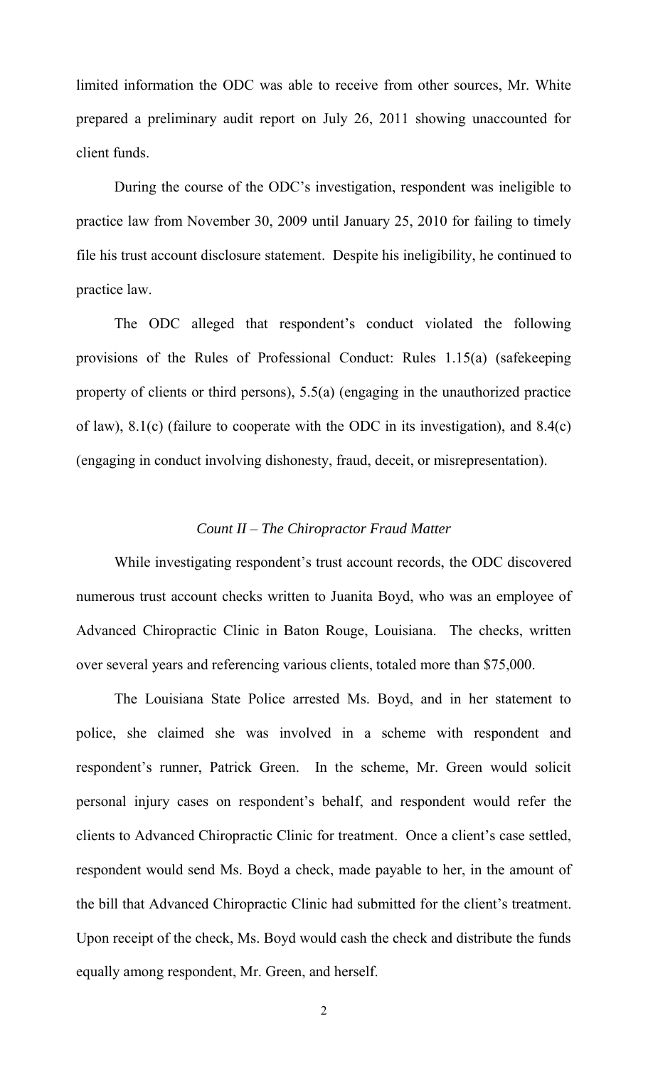limited information the ODC was able to receive from other sources, Mr. White prepared a preliminary audit report on July 26, 2011 showing unaccounted for client funds.

During the course of the ODC's investigation, respondent was ineligible to practice law from November 30, 2009 until January 25, 2010 for failing to timely file his trust account disclosure statement. Despite his ineligibility, he continued to practice law.

The ODC alleged that respondent's conduct violated the following provisions of the Rules of Professional Conduct: Rules 1.15(a) (safekeeping property of clients or third persons), 5.5(a) (engaging in the unauthorized practice of law), 8.1(c) (failure to cooperate with the ODC in its investigation), and 8.4(c) (engaging in conduct involving dishonesty, fraud, deceit, or misrepresentation).

*Count II – The Chiropractor Fraud Matter*

While investigating respondent's trust account records, the ODC discovered numerous trust account checks written to Juanita Boyd, who was an employee of Advanced Chiropractic Clinic in Baton Rouge, Louisiana. The checks, written over several years and referencing various clients, totaled more than $75,000.

The Louisiana State Police arrested Ms. Boyd, and in her statement to police, she claimed she was involved in a scheme with respondent and respondent's runner, Patrick Green. In the scheme, Mr. Green would solicit personal injury cases on respondent's behalf, and respondent would refer the clients to Advanced Chiropractic Clinic for treatment. Once a client's case settled, respondent would send Ms. Boyd a check, made payable to her, in the amount of the bill that Advanced Chiropractic Clinic had submitted for the client's treatment. Upon receipt of the check, Ms. Boyd would cash the check and distribute the funds equally among respondent, Mr. Green, and herself.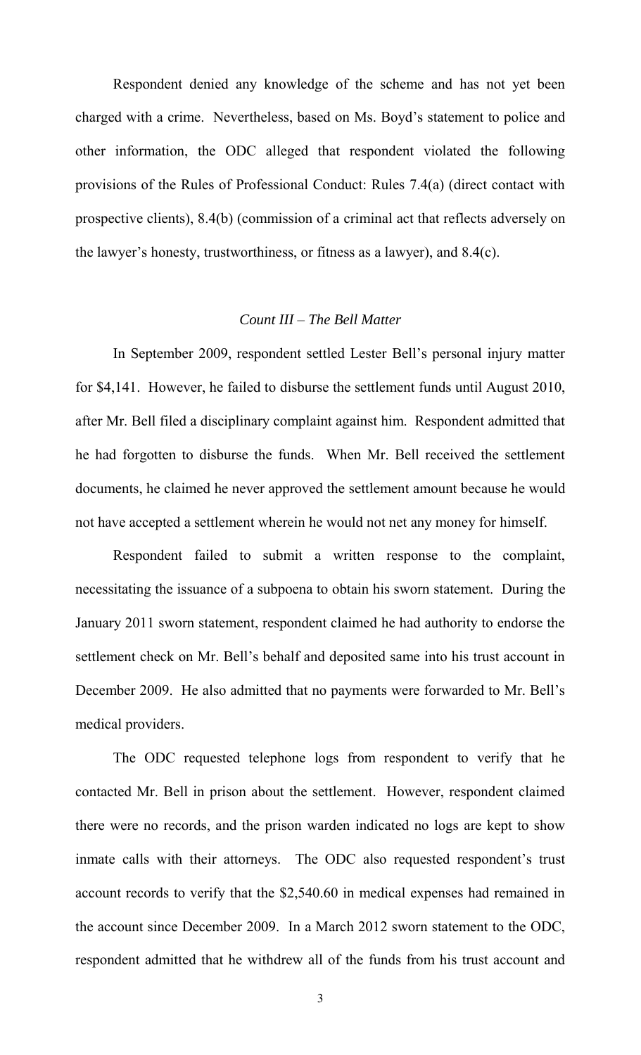Respondent denied any knowledge of the scheme and has not yet been charged with a crime. Nevertheless, based on Ms. Boyd's statement to police and other information, the ODC alleged that respondent violated the following provisions of the Rules of Professional Conduct: Rules 7.4(a) (direct contact with prospective clients), 8.4(b) (commission of a criminal act that reflects adversely on the lawyer's honesty, trustworthiness, or fitness as a lawyer), and 8.4(c).

### *Count III – The Bell Matter*

In September 2009, respondent settled Lester Bell's personal injury matter for $4,141. However, he failed to disburse the settlement funds until August 2010, after Mr. Bell filed a disciplinary complaint against him. Respondent admitted that he had forgotten to disburse the funds. When Mr. Bell received the settlement documents, he claimed he never approved the settlement amount because he would not have accepted a settlement wherein he would not net any money for himself.

Respondent failed to submit a written response to the complaint, necessitating the issuance of a subpoena to obtain his sworn statement. During the January 2011 sworn statement, respondent claimed he had authority to endorse the settlement check on Mr. Bell's behalf and deposited same into his trust account in December 2009. He also admitted that no payments were forwarded to Mr. Bell's medical providers.

The ODC requested telephone logs from respondent to verify that he contacted Mr. Bell in prison about the settlement. However, respondent claimed there were no records, and the prison warden indicated no logs are kept to show inmate calls with their attorneys. The ODC also requested respondent's trust account records to verify that the $2,540.60 in medical expenses had remained in the account since December 2009. In a March 2012 sworn statement to the ODC, respondent admitted that he withdrew all of the funds from his trust account and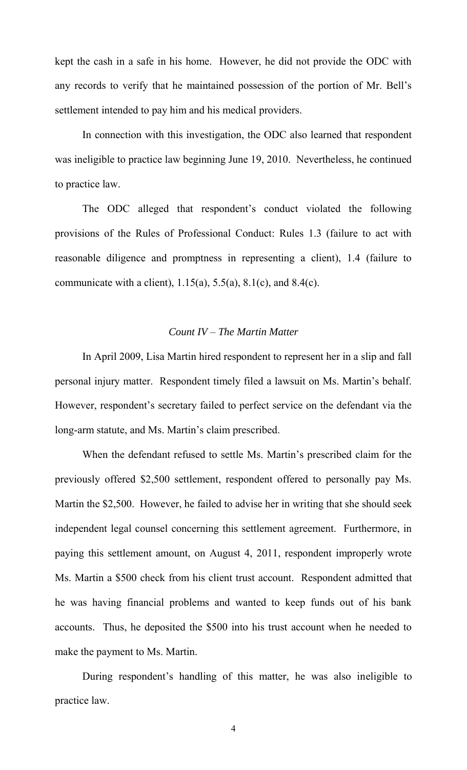kept the cash in a safe in his home. However, he did not provide the ODC with any records to verify that he maintained possession of the portion of Mr. Bell's settlement intended to pay him and his medical providers.

In connection with this investigation, the ODC also learned that respondent was ineligible to practice law beginning June 19, 2010. Nevertheless, he continued to practice law.

The ODC alleged that respondent's conduct violated the following provisions of the Rules of Professional Conduct: Rules 1.3 (failure to act with reasonable diligence and promptness in representing a client), 1.4 (failure to communicate with a client), 1.15(a), 5.5(a), 8.1(c), and 8.4(c).

*Count IV – The Martin Matter*

In April 2009, Lisa Martin hired respondent to represent her in a slip and fall personal injury matter. Respondent timely filed a lawsuit on Ms. Martin's behalf. However, respondent's secretary failed to perfect service on the defendant via the long-arm statute, and Ms. Martin's claim prescribed.

When the defendant refused to settle Ms. Martin's prescribed claim for the previously offered $2,500 settlement, respondent offered to personally pay Ms. Martin the $2,500. However, he failed to advise her in writing that she should seek independent legal counsel concerning this settlement agreement. Furthermore, in paying this settlement amount, on August 4, 2011, respondent improperly wrote Ms. Martin a $500 check from his client trust account. Respondent admitted that he was having financial problems and wanted to keep funds out of his bank accounts. Thus, he deposited the $500 into his trust account when he needed to make the payment to Ms. Martin.

During respondent's handling of this matter, he was also ineligible to practice law.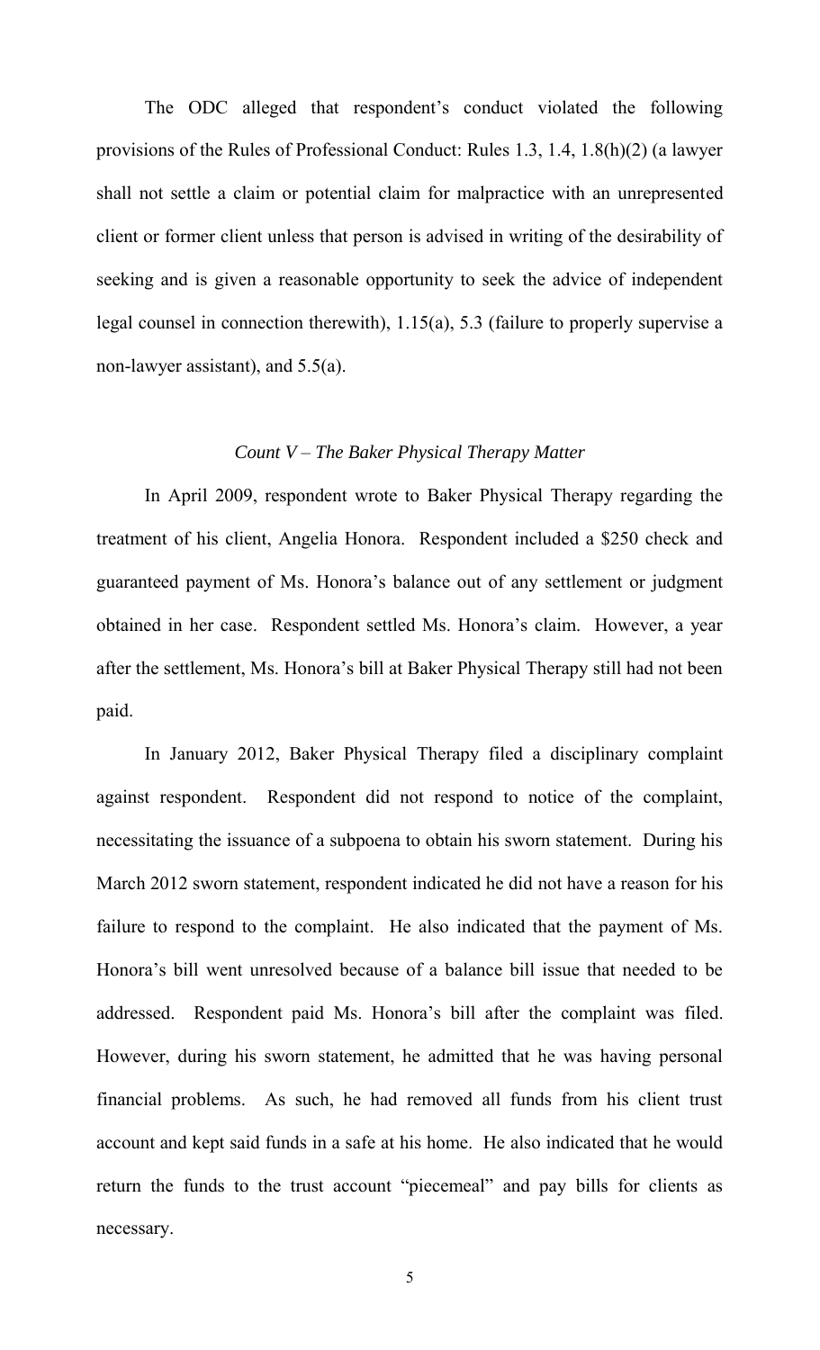The ODC alleged that respondent's conduct violated the following provisions of the Rules of Professional Conduct: Rules 1.3, 1.4, 1.8(h)(2) (a lawyer shall not settle a claim or potential claim for malpractice with an unrepresented client or former client unless that person is advised in writing of the desirability of seeking and is given a reasonable opportunity to seek the advice of independent legal counsel in connection therewith), 1.15(a), 5.3 (failure to properly supervise a non-lawyer assistant), and 5.5(a).

*Count V – The Baker Physical Therapy Matter*

In April 2009, respondent wrote to Baker Physical Therapy regarding the treatment of his client, Angelia Honora. Respondent included a $250 check and guaranteed payment of Ms. Honora's balance out of any settlement or judgment obtained in her case. Respondent settled Ms. Honora's claim. However, a year after the settlement, Ms. Honora's bill at Baker Physical Therapy still had not been paid.

In January 2012, Baker Physical Therapy filed a disciplinary complaint against respondent. Respondent did not respond to notice of the complaint, necessitating the issuance of a subpoena to obtain his sworn statement. During his March 2012 sworn statement, respondent indicated he did not have a reason for his failure to respond to the complaint. He also indicated that the payment of Ms. Honora's bill went unresolved because of a balance bill issue that needed to be addressed. Respondent paid Ms. Honora's bill after the complaint was filed. However, during his sworn statement, he admitted that he was having personal financial problems. As such, he had removed all funds from his client trust account and kept said funds in a safe at his home. He also indicated that he would return the funds to the trust account "piecemeal" and pay bills for clients as necessary.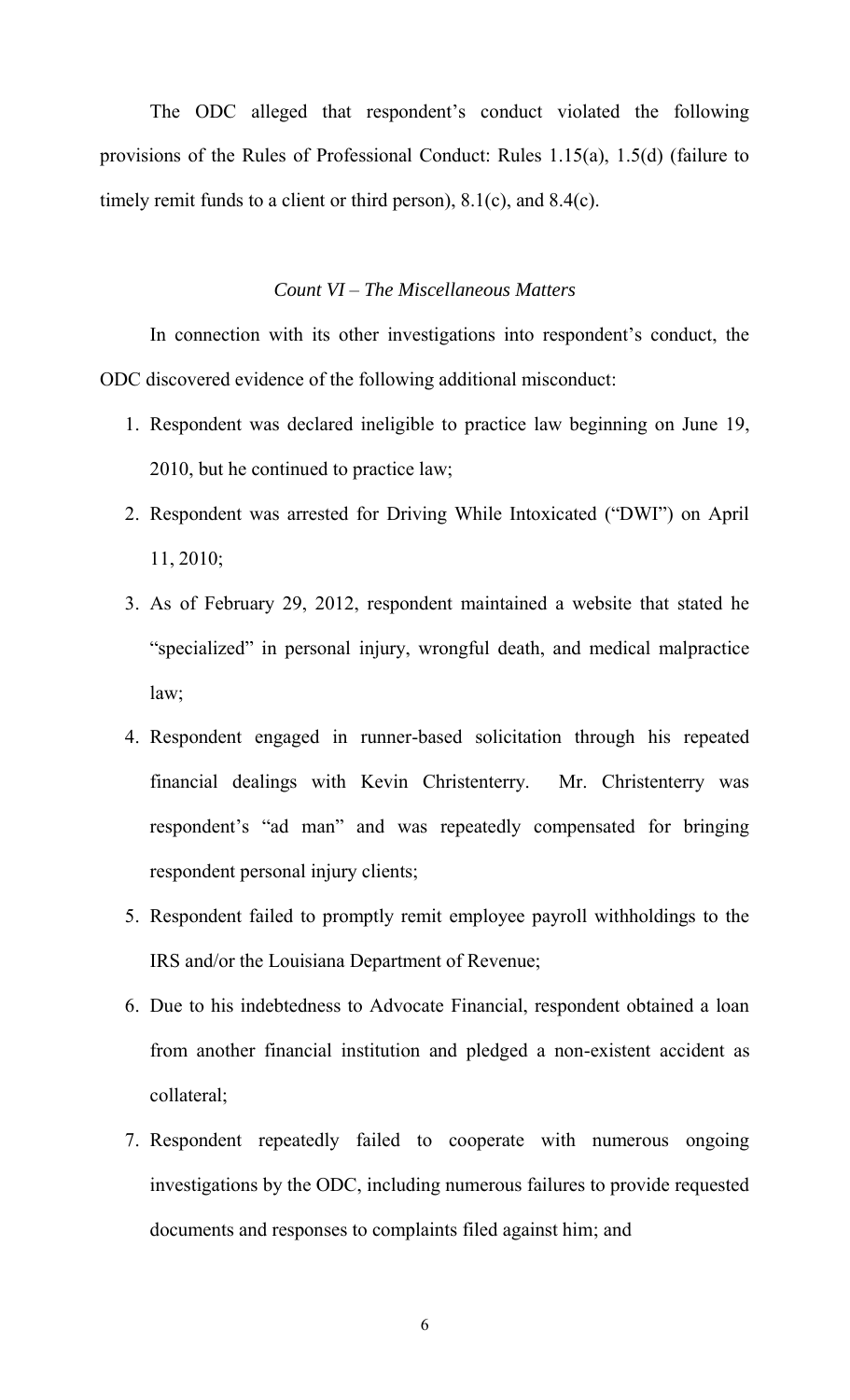The ODC alleged that respondent's conduct violated the following provisions of the Rules of Professional Conduct: Rules 1.15(a), 1.5(d) (failure to timely remit funds to a client or third person), 8.1(c), and 8.4(c).

*Count VI – The Miscellaneous Matters*

In connection with its other investigations into respondent's conduct, the ODC discovered evidence of the following additional misconduct:

1. Respondent was declared ineligible to practice law beginning on June 19, 2010, but he continued to practice law;
2. Respondent was arrested for Driving While Intoxicated ("DWI") on April 11, 2010;
3. As of February 29, 2012, respondent maintained a website that stated he "specialized" in personal injury, wrongful death, and medical malpractice law;
4. Respondent engaged in runner-based solicitation through his repeated financial dealings with Kevin Christenterry. Mr. Christenterry was respondent's "ad man" and was repeatedly compensated for bringing respondent personal injury clients;
5. Respondent failed to promptly remit employee payroll withholdings to the IRS and/or the Louisiana Department of Revenue;
6. Due to his indebtedness to Advocate Financial, respondent obtained a loan from another financial institution and pledged a non-existent accident as collateral;
7. Respondent repeatedly failed to cooperate with numerous ongoing investigations by the ODC, including numerous failures to provide requested documents and responses to complaints filed against him; and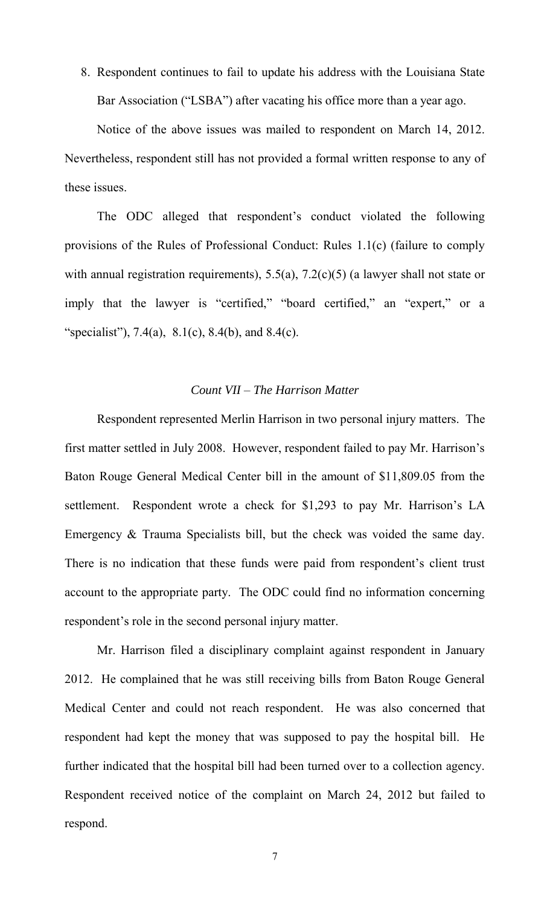8. Respondent continues to fail to update his address with the Louisiana State Bar Association ("LSBA") after vacating his office more than a year ago.

Notice of the above issues was mailed to respondent on March 14, 2012. Nevertheless, respondent still has not provided a formal written response to any of these issues.

The ODC alleged that respondent's conduct violated the following provisions of the Rules of Professional Conduct: Rules 1.1(c) (failure to comply with annual registration requirements), 5.5(a), 7.2(c)(5) (a lawyer shall not state or imply that the lawyer is "certified," "board certified," an "expert," or a "specialist"), 7.4(a), 8.1(c), 8.4(b), and 8.4(c).

*Count VII – The Harrison Matter*

Respondent represented Merlin Harrison in two personal injury matters. The first matter settled in July 2008. However, respondent failed to pay Mr. Harrison's Baton Rouge General Medical Center bill in the amount of $11,809.05 from the settlement. Respondent wrote a check for $1,293 to pay Mr. Harrison's LA Emergency & Trauma Specialists bill, but the check was voided the same day. There is no indication that these funds were paid from respondent's client trust account to the appropriate party. The ODC could find no information concerning respondent's role in the second personal injury matter.

Mr. Harrison filed a disciplinary complaint against respondent in January 2012. He complained that he was still receiving bills from Baton Rouge General Medical Center and could not reach respondent. He was also concerned that respondent had kept the money that was supposed to pay the hospital bill. He further indicated that the hospital bill had been turned over to a collection agency. Respondent received notice of the complaint on March 24, 2012 but failed to respond.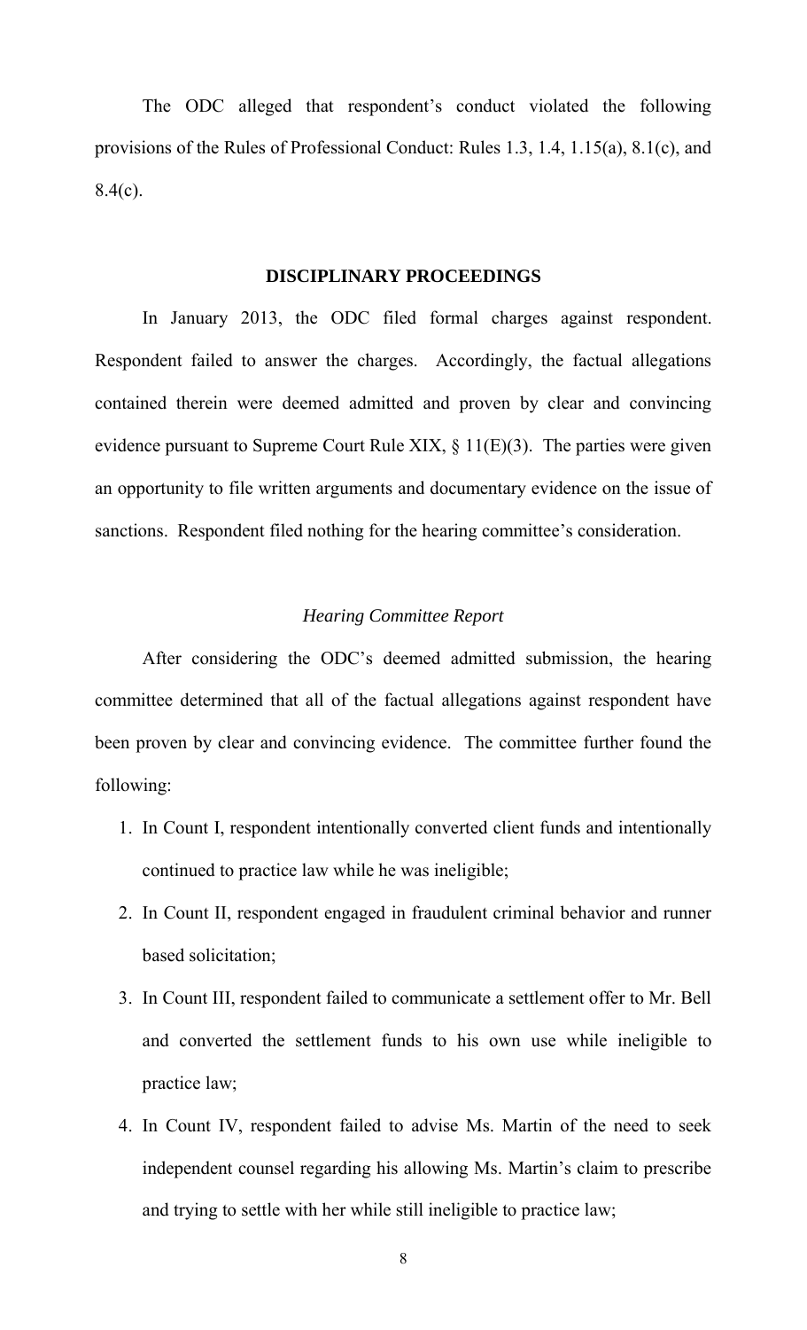The ODC alleged that respondent's conduct violated the following provisions of the Rules of Professional Conduct: Rules 1.3, 1.4, 1.15(a), 8.1(c), and 8.4(c).

## DISCIPLINARY PROCEEDINGS

In January 2013, the ODC filed formal charges against respondent. Respondent failed to answer the charges. Accordingly, the factual allegations contained therein were deemed admitted and proven by clear and convincing evidence pursuant to Supreme Court Rule XIX, § 11(E)(3). The parties were given an opportunity to file written arguments and documentary evidence on the issue of sanctions. Respondent filed nothing for the hearing committee's consideration.

### *Hearing Committee Report*

After considering the ODC's deemed admitted submission, the hearing committee determined that all of the factual allegations against respondent have been proven by clear and convincing evidence. The committee further found the following:

1. In Count I, respondent intentionally converted client funds and intentionally continued to practice law while he was ineligible;
2. In Count II, respondent engaged in fraudulent criminal behavior and runner based solicitation;
3. In Count III, respondent failed to communicate a settlement offer to Mr. Bell and converted the settlement funds to his own use while ineligible to practice law;
4. In Count IV, respondent failed to advise Ms. Martin of the need to seek independent counsel regarding his allowing Ms. Martin's claim to prescribe and trying to settle with her while still ineligible to practice law;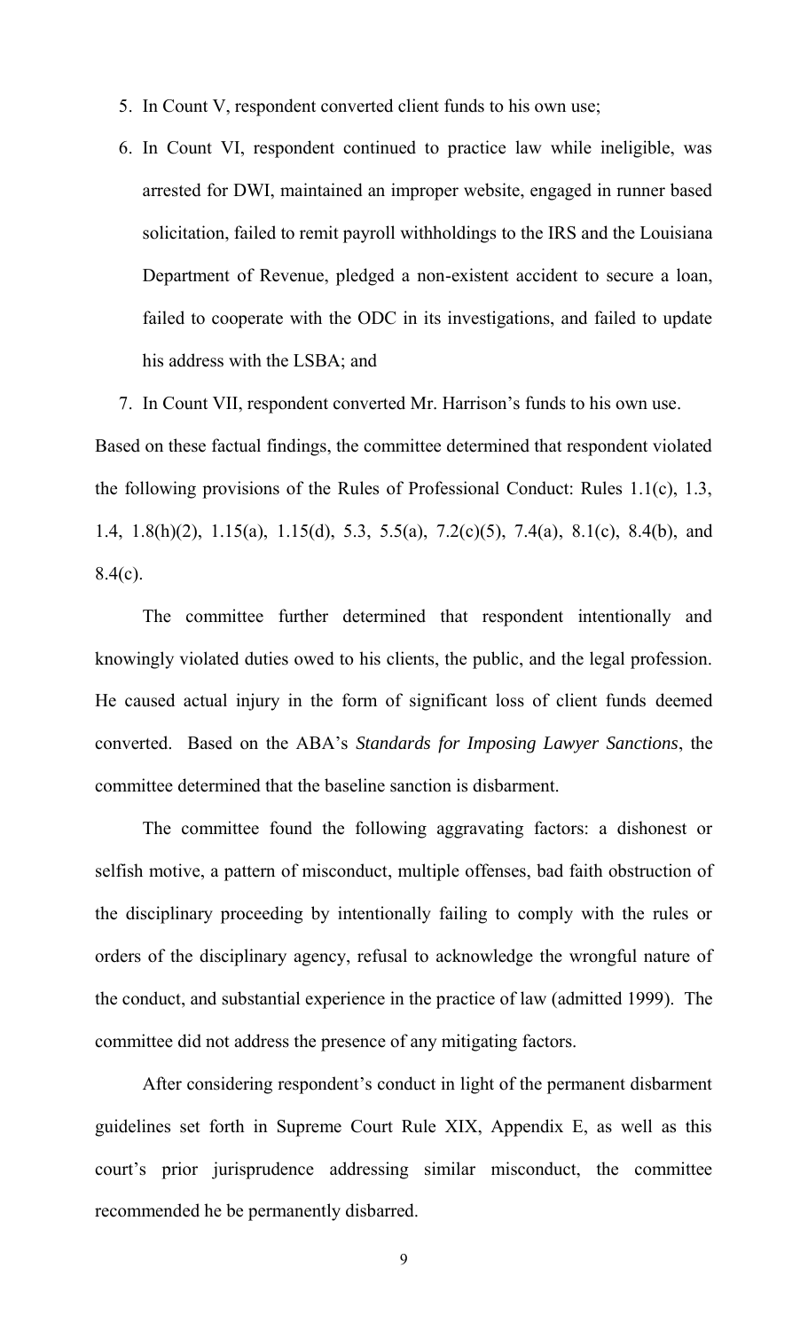5. In Count V, respondent converted client funds to his own use;
6. In Count VI, respondent continued to practice law while ineligible, was arrested for DWI, maintained an improper website, engaged in runner based solicitation, failed to remit payroll withholdings to the IRS and the Louisiana Department of Revenue, pledged a non-existent accident to secure a loan, failed to cooperate with the ODC in its investigations, and failed to update his address with the LSBA; and
7. In Count VII, respondent converted Mr. Harrison's funds to his own use.

Based on these factual findings, the committee determined that respondent violated the following provisions of the Rules of Professional Conduct: Rules 1.1(c), 1.3, 1.4, 1.8(h)(2), 1.15(a), 1.15(d), 5.3, 5.5(a), 7.2(c)(5), 7.4(a), 8.1(c), 8.4(b), and 8.4(c).

The committee further determined that respondent intentionally and knowingly violated duties owed to his clients, the public, and the legal profession. He caused actual injury in the form of significant loss of client funds deemed converted. Based on the ABA's *Standards for Imposing Lawyer Sanctions*, the committee determined that the baseline sanction is disbarment.

The committee found the following aggravating factors: a dishonest or selfish motive, a pattern of misconduct, multiple offenses, bad faith obstruction of the disciplinary proceeding by intentionally failing to comply with the rules or orders of the disciplinary agency, refusal to acknowledge the wrongful nature of the conduct, and substantial experience in the practice of law (admitted 1999). The committee did not address the presence of any mitigating factors.

After considering respondent's conduct in light of the permanent disbarment guidelines set forth in Supreme Court Rule XIX, Appendix E, as well as this court's prior jurisprudence addressing similar misconduct, the committee recommended he be permanently disbarred.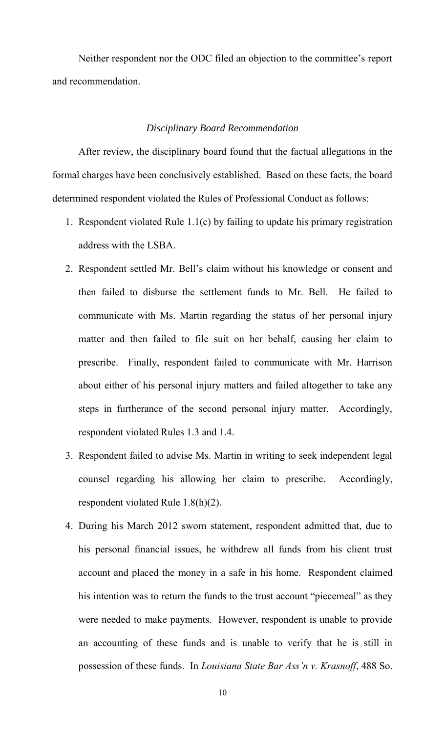Neither respondent nor the ODC filed an objection to the committee's report and recommendation.

### *Disciplinary Board Recommendation*

After review, the disciplinary board found that the factual allegations in the formal charges have been conclusively established. Based on these facts, the board determined respondent violated the Rules of Professional Conduct as follows:

1. Respondent violated Rule 1.1(c) by failing to update his primary registration address with the LSBA.
2. Respondent settled Mr. Bell's claim without his knowledge or consent and then failed to disburse the settlement funds to Mr. Bell. He failed to communicate with Ms. Martin regarding the status of her personal injury matter and then failed to file suit on her behalf, causing her claim to prescribe. Finally, respondent failed to communicate with Mr. Harrison about either of his personal injury matters and failed altogether to take any steps in furtherance of the second personal injury matter. Accordingly, respondent violated Rules 1.3 and 1.4.
3. Respondent failed to advise Ms. Martin in writing to seek independent legal counsel regarding his allowing her claim to prescribe. Accordingly, respondent violated Rule 1.8(h)(2).
4. During his March 2012 sworn statement, respondent admitted that, due to his personal financial issues, he withdrew all funds from his client trust account and placed the money in a safe in his home. Respondent claimed his intention was to return the funds to the trust account "piecemeal" as they were needed to make payments. However, respondent is unable to provide an accounting of these funds and is unable to verify that he is still in possession of these funds. In *Louisiana State Bar Ass'n v. Krasnoff*, 488 So.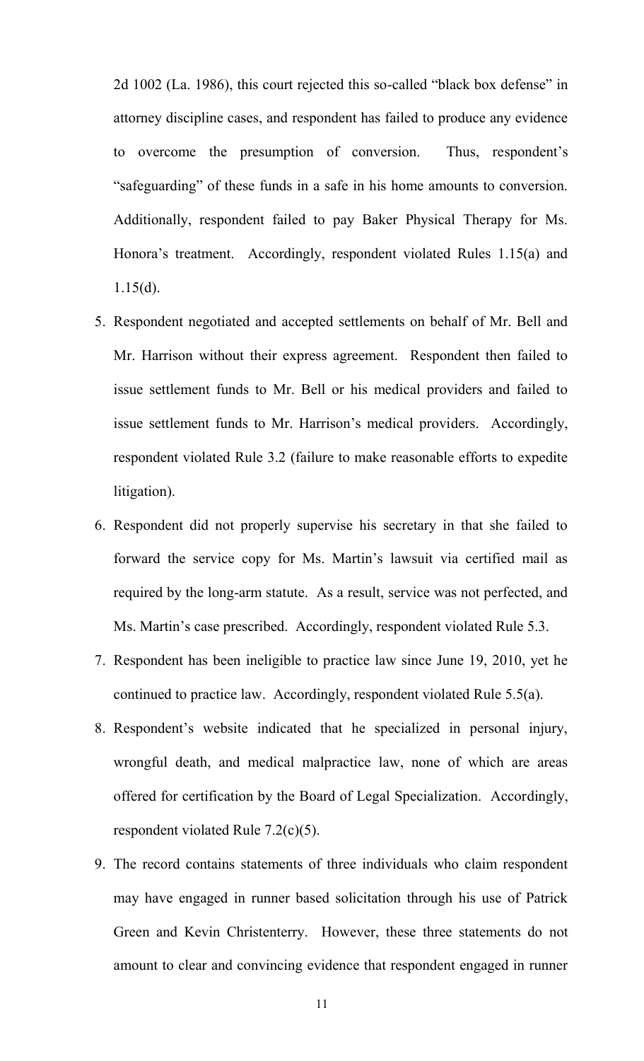2d 1002 (La. 1986), this court rejected this so-called "black box defense" in attorney discipline cases, and respondent has failed to produce any evidence to overcome the presumption of conversion. Thus, respondent's "safeguarding" of these funds in a safe in his home amounts to conversion. Additionally, respondent failed to pay Baker Physical Therapy for Ms. Honora's treatment. Accordingly, respondent violated Rules 1.15(a) and 1.15(d).

5. Respondent negotiated and accepted settlements on behalf of Mr. Bell and Mr. Harrison without their express agreement. Respondent then failed to issue settlement funds to Mr. Bell or his medical providers and failed to issue settlement funds to Mr. Harrison's medical providers. Accordingly, respondent violated Rule 3.2 (failure to make reasonable efforts to expedite litigation).
6. Respondent did not properly supervise his secretary in that she failed to forward the service copy for Ms. Martin's lawsuit via certified mail as required by the long-arm statute. As a result, service was not perfected, and Ms. Martin's case prescribed. Accordingly, respondent violated Rule 5.3.
7. Respondent has been ineligible to practice law since June 19, 2010, yet he continued to practice law. Accordingly, respondent violated Rule 5.5(a).
8. Respondent's website indicated that he specialized in personal injury, wrongful death, and medical malpractice law, none of which are areas offered for certification by the Board of Legal Specialization. Accordingly, respondent violated Rule 7.2(c)(5).
9. The record contains statements of three individuals who claim respondent may have engaged in runner based solicitation through his use of Patrick Green and Kevin Christenterry. However, these three statements do not amount to clear and convincing evidence that respondent engaged in runner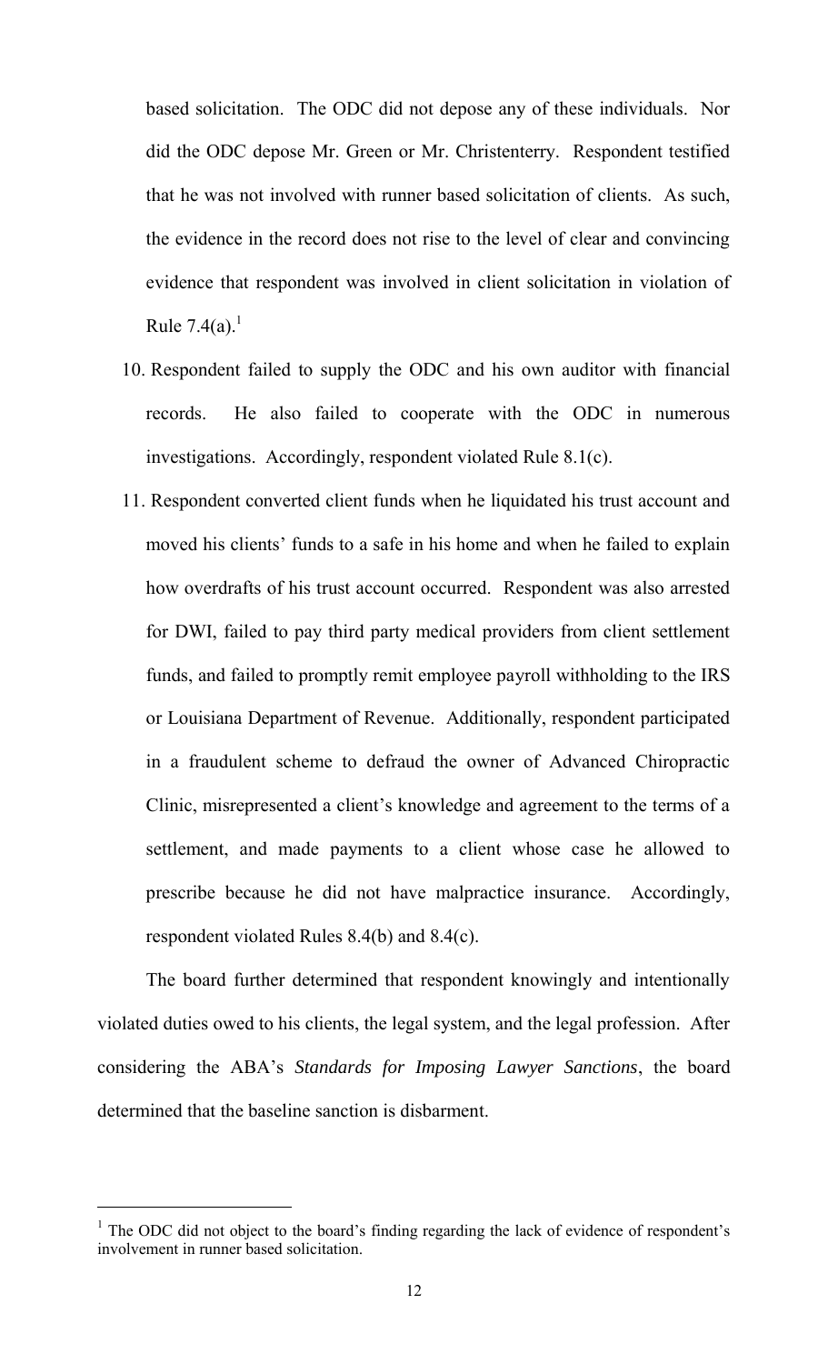based solicitation. The ODC did not depose any of these individuals. Nor did the ODC depose Mr. Green or Mr. Christenterry. Respondent testified that he was not involved with runner based solicitation of clients. As such, the evidence in the record does not rise to the level of clear and convincing evidence that respondent was involved in client solicitation in violation of Rule 7.4(a).[1]

10. Respondent failed to supply the ODC and his own auditor with financial records. He also failed to cooperate with the ODC in numerous investigations. Accordingly, respondent violated Rule 8.1(c).

11. Respondent converted client funds when he liquidated his trust account and moved his clients' funds to a safe in his home and when he failed to explain how overdrafts of his trust account occurred. Respondent was also arrested for DWI, failed to pay third party medical providers from client settlement funds, and failed to promptly remit employee payroll withholding to the IRS or Louisiana Department of Revenue. Additionally, respondent participated in a fraudulent scheme to defraud the owner of Advanced Chiropractic Clinic, misrepresented a client's knowledge and agreement to the terms of a settlement, and made payments to a client whose case he allowed to prescribe because he did not have malpractice insurance. Accordingly, respondent violated Rules 8.4(b) and 8.4(c).

The board further determined that respondent knowingly and intentionally violated duties owed to his clients, the legal system, and the legal profession. After considering the ABA's *Standards for Imposing Lawyer Sanctions*, the board determined that the baseline sanction is disbarment.

[1] The ODC did not object to the board's finding regarding the lack of evidence of respondent's involvement in runner based solicitation.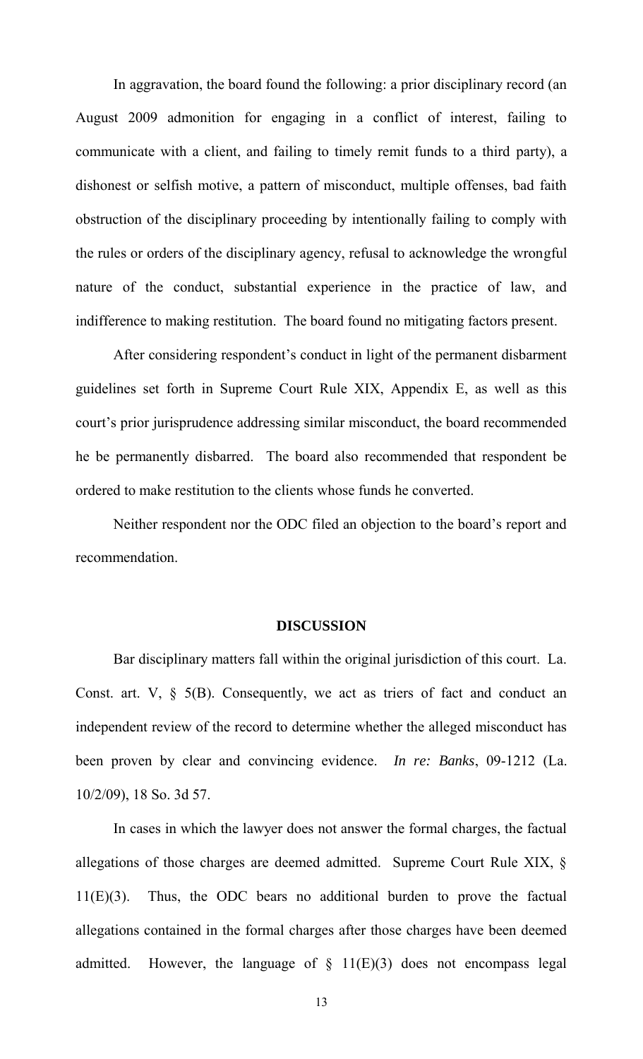In aggravation, the board found the following: a prior disciplinary record (an August 2009 admonition for engaging in a conflict of interest, failing to communicate with a client, and failing to timely remit funds to a third party), a dishonest or selfish motive, a pattern of misconduct, multiple offenses, bad faith obstruction of the disciplinary proceeding by intentionally failing to comply with the rules or orders of the disciplinary agency, refusal to acknowledge the wrongful nature of the conduct, substantial experience in the practice of law, and indifference to making restitution. The board found no mitigating factors present.

After considering respondent's conduct in light of the permanent disbarment guidelines set forth in Supreme Court Rule XIX, Appendix E, as well as this court's prior jurisprudence addressing similar misconduct, the board recommended he be permanently disbarred. The board also recommended that respondent be ordered to make restitution to the clients whose funds he converted.

Neither respondent nor the ODC filed an objection to the board's report and recommendation.

## DISCUSSION

Bar disciplinary matters fall within the original jurisdiction of this court. La. Const. art. V, § 5(B). Consequently, we act as triers of fact and conduct an independent review of the record to determine whether the alleged misconduct has been proven by clear and convincing evidence. *In re: Banks*, 09-1212 (La. 10/2/09), 18 So. 3d 57.

In cases in which the lawyer does not answer the formal charges, the factual allegations of those charges are deemed admitted. Supreme Court Rule XIX, § 11(E)(3). Thus, the ODC bears no additional burden to prove the factual allegations contained in the formal charges after those charges have been deemed admitted. However, the language of § 11(E)(3) does not encompass legal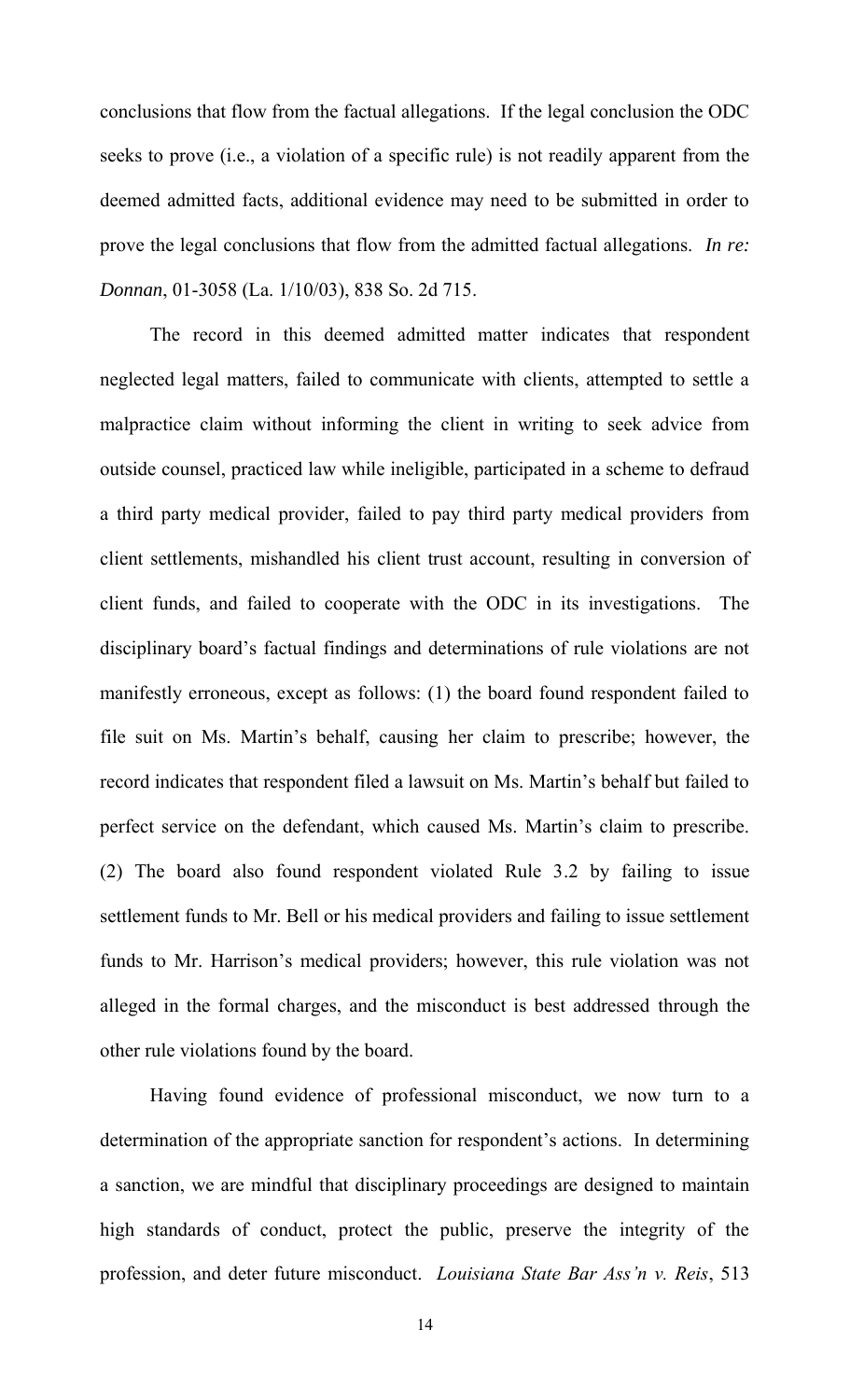conclusions that flow from the factual allegations. If the legal conclusion the ODC seeks to prove (i.e., a violation of a specific rule) is not readily apparent from the deemed admitted facts, additional evidence may need to be submitted in order to prove the legal conclusions that flow from the admitted factual allegations. *In re: Donnan*, 01-3058 (La. 1/10/03), 838 So. 2d 715.

The record in this deemed admitted matter indicates that respondent neglected legal matters, failed to communicate with clients, attempted to settle a malpractice claim without informing the client in writing to seek advice from outside counsel, practiced law while ineligible, participated in a scheme to defraud a third party medical provider, failed to pay third party medical providers from client settlements, mishandled his client trust account, resulting in conversion of client funds, and failed to cooperate with the ODC in its investigations. The disciplinary board's factual findings and determinations of rule violations are not manifestly erroneous, except as follows: (1) the board found respondent failed to file suit on Ms. Martin's behalf, causing her claim to prescribe; however, the record indicates that respondent filed a lawsuit on Ms. Martin's behalf but failed to perfect service on the defendant, which caused Ms. Martin's claim to prescribe. (2) The board also found respondent violated Rule 3.2 by failing to issue settlement funds to Mr. Bell or his medical providers and failing to issue settlement funds to Mr. Harrison's medical providers; however, this rule violation was not alleged in the formal charges, and the misconduct is best addressed through the other rule violations found by the board.

Having found evidence of professional misconduct, we now turn to a determination of the appropriate sanction for respondent's actions. In determining a sanction, we are mindful that disciplinary proceedings are designed to maintain high standards of conduct, protect the public, preserve the integrity of the profession, and deter future misconduct. *Louisiana State Bar Ass'n v. Reis*, 513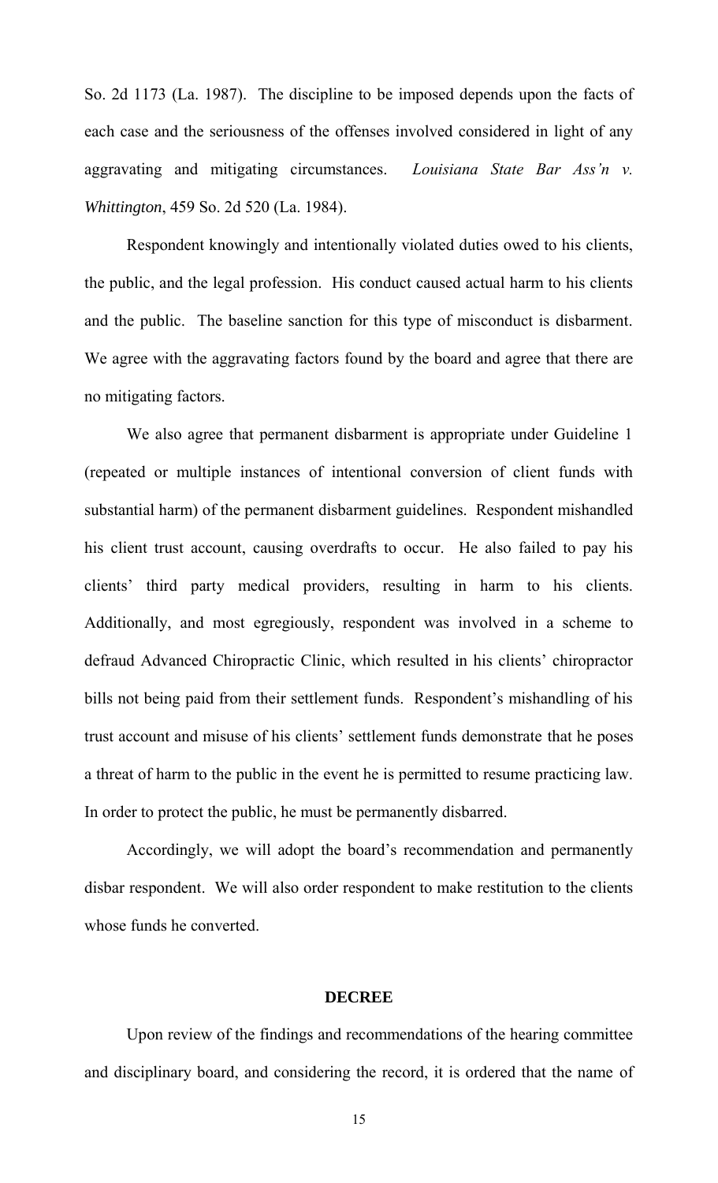So. 2d 1173 (La. 1987). The discipline to be imposed depends upon the facts of each case and the seriousness of the offenses involved considered in light of any aggravating and mitigating circumstances. *Louisiana State Bar Ass'n v. Whittington*, 459 So. 2d 520 (La. 1984).

Respondent knowingly and intentionally violated duties owed to his clients, the public, and the legal profession. His conduct caused actual harm to his clients and the public. The baseline sanction for this type of misconduct is disbarment. We agree with the aggravating factors found by the board and agree that there are no mitigating factors.

We also agree that permanent disbarment is appropriate under Guideline 1 (repeated or multiple instances of intentional conversion of client funds with substantial harm) of the permanent disbarment guidelines. Respondent mishandled his client trust account, causing overdrafts to occur. He also failed to pay his clients' third party medical providers, resulting in harm to his clients. Additionally, and most egregiously, respondent was involved in a scheme to defraud Advanced Chiropractic Clinic, which resulted in his clients' chiropractor bills not being paid from their settlement funds. Respondent's mishandling of his trust account and misuse of his clients' settlement funds demonstrate that he poses a threat of harm to the public in the event he is permitted to resume practicing law. In order to protect the public, he must be permanently disbarred.

Accordingly, we will adopt the board's recommendation and permanently disbar respondent. We will also order respondent to make restitution to the clients whose funds he converted.

## DECREE

Upon review of the findings and recommendations of the hearing committee and disciplinary board, and considering the record, it is ordered that the name of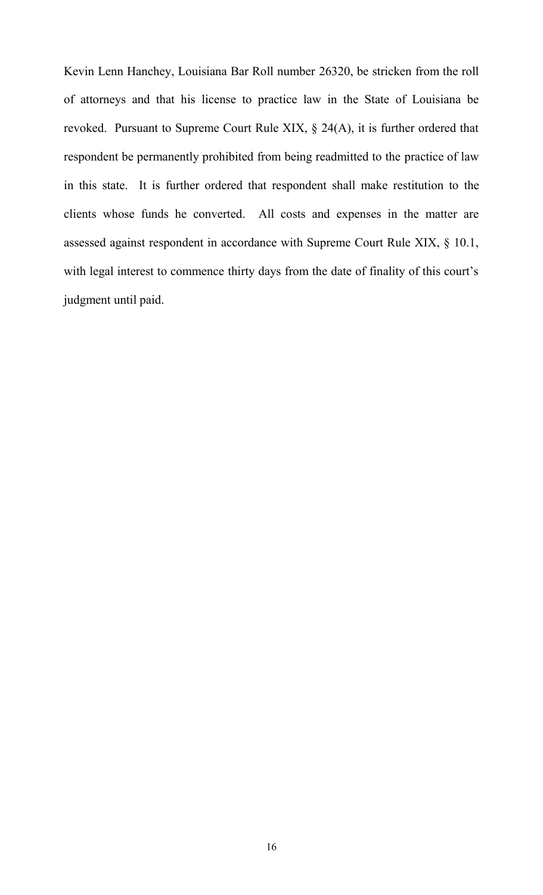Kevin Lenn Hanchey, Louisiana Bar Roll number 26320, be stricken from the roll of attorneys and that his license to practice law in the State of Louisiana be revoked. Pursuant to Supreme Court Rule XIX, § 24(A), it is further ordered that respondent be permanently prohibited from being readmitted to the practice of law in this state. It is further ordered that respondent shall make restitution to the clients whose funds he converted. All costs and expenses in the matter are assessed against respondent in accordance with Supreme Court Rule XIX, § 10.1, with legal interest to commence thirty days from the date of finality of this court's judgment until paid.